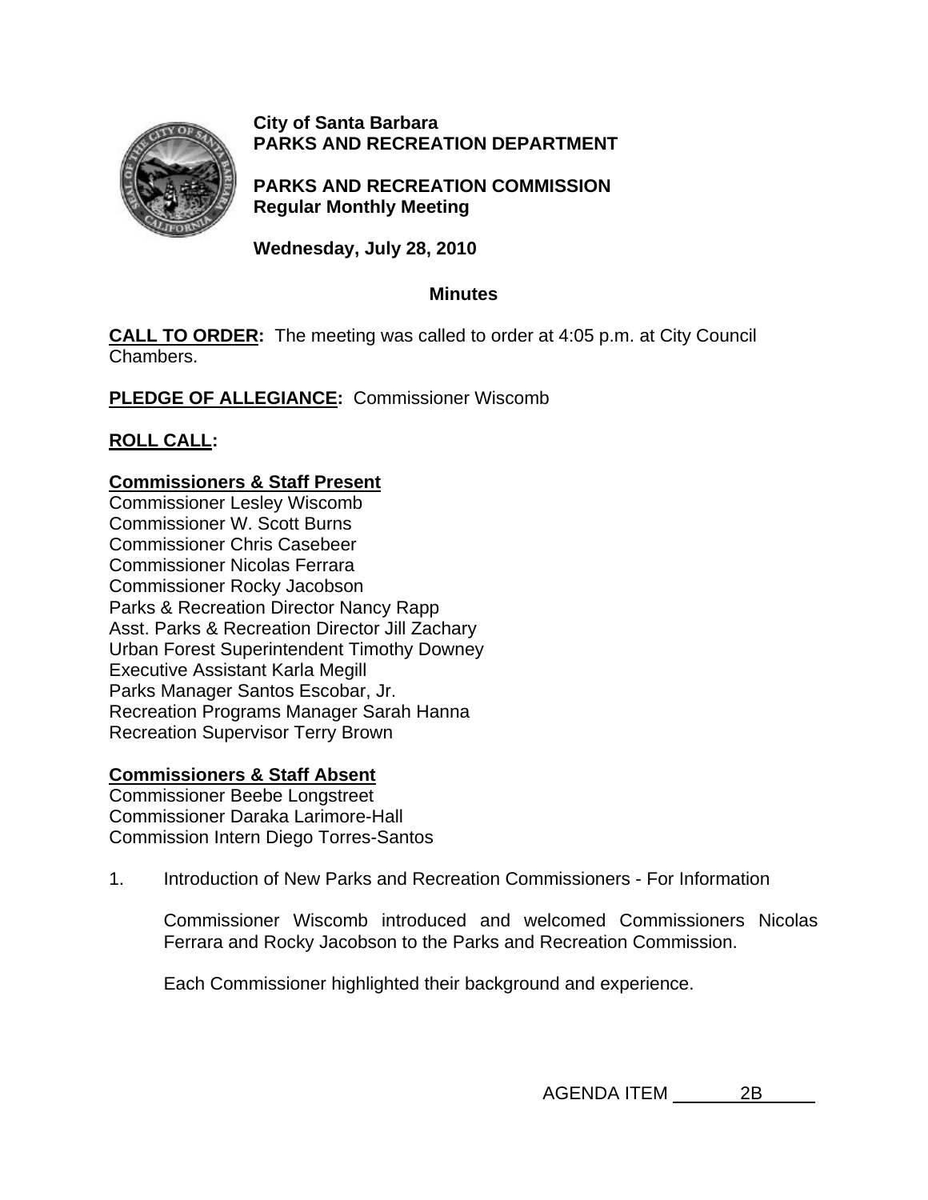**City of Santa Barbara**
**PARKS AND RECREATION DEPARTMENT**

**PARKS AND RECREATION COMMISSION**
**Regular Monthly Meeting**

**Wednesday, July 28, 2010**

**Minutes**

**CALL TO ORDER:** The meeting was called to order at 4:05 p.m. at City Council Chambers.

**PLEDGE OF ALLEGIANCE:** Commissioner Wiscomb

**ROLL CALL:**

**Commissioners & Staff Present**
Commissioner Lesley Wiscomb
Commissioner W. Scott Burns
Commissioner Chris Casebeer
Commissioner Nicolas Ferrara
Commissioner Rocky Jacobson
Parks & Recreation Director Nancy Rapp
Asst. Parks & Recreation Director Jill Zachary
Urban Forest Superintendent Timothy Downey
Executive Assistant Karla Megill
Parks Manager Santos Escobar, Jr.
Recreation Programs Manager Sarah Hanna
Recreation Supervisor Terry Brown

**Commissioners & Staff Absent**
Commissioner Beebe Longstreet
Commissioner Daraka Larimore-Hall
Commission Intern Diego Torres-Santos

1. Introduction of New Parks and Recreation Commissioners - For Information

   Commissioner Wiscomb introduced and welcomed Commissioners Nicolas Ferrara and Rocky Jacobson to the Parks and Recreation Commission.

   Each Commissioner highlighted their background and experience.

AGENDA ITEM 2B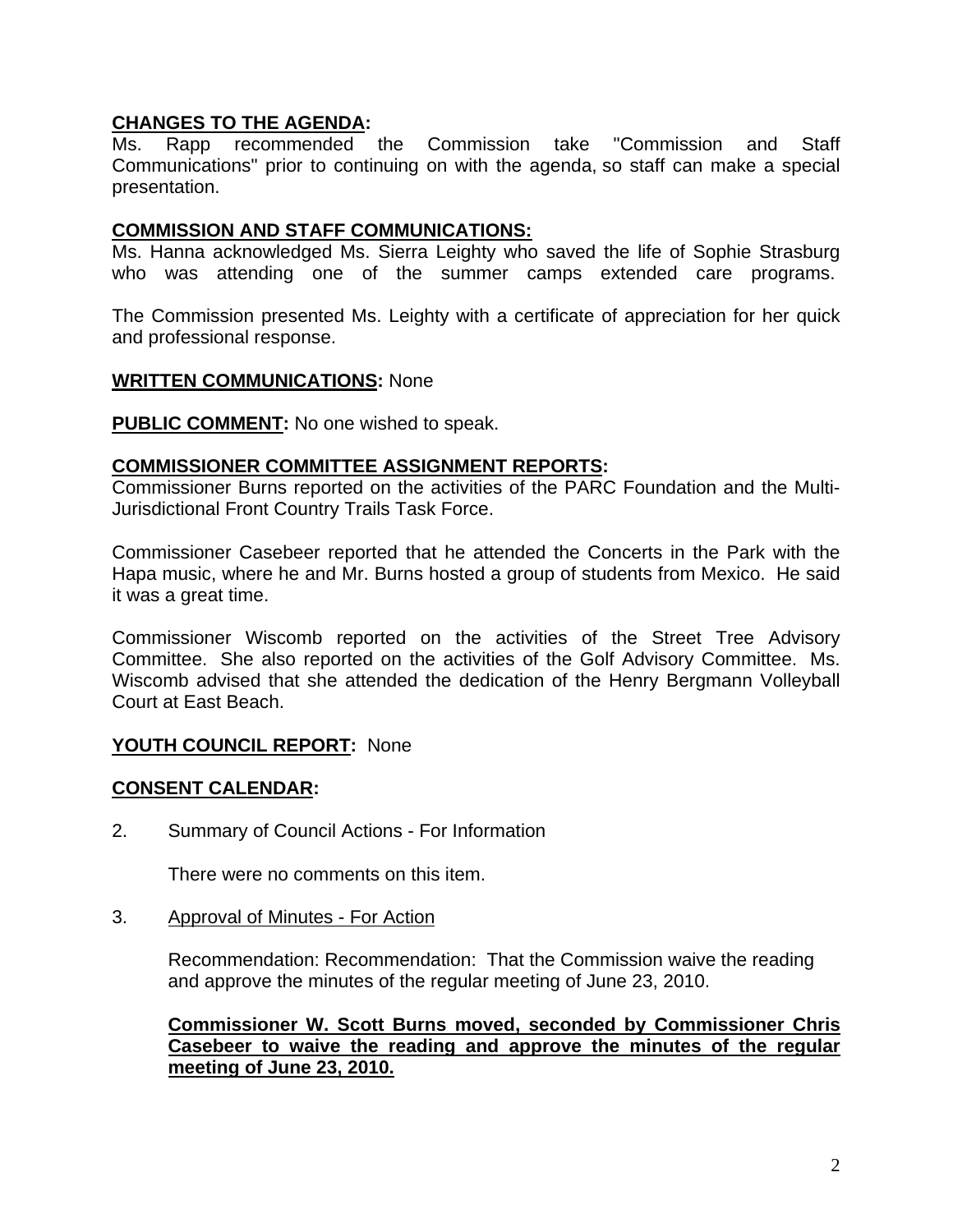**CHANGES TO THE AGENDA:**
Ms. Rapp recommended the Commission take "Commission and Staff Communications" prior to continuing on with the agenda, so staff can make a special presentation.

**COMMISSION AND STAFF COMMUNICATIONS:**
Ms. Hanna acknowledged Ms. Sierra Leighty who saved the life of Sophie Strasburg who was attending one of the summer camps extended care programs.

The Commission presented Ms. Leighty with a certificate of appreciation for her quick and professional response.

**WRITTEN COMMUNICATIONS:** None

**PUBLIC COMMENT:** No one wished to speak.

**COMMISSIONER COMMITTEE ASSIGNMENT REPORTS:**
Commissioner Burns reported on the activities of the PARC Foundation and the Multi-Jurisdictional Front Country Trails Task Force.

Commissioner Casebeer reported that he attended the Concerts in the Park with the Hapa music, where he and Mr. Burns hosted a group of students from Mexico. He said it was a great time.

Commissioner Wiscomb reported on the activities of the Street Tree Advisory Committee. She also reported on the activities of the Golf Advisory Committee. Ms. Wiscomb advised that she attended the dedication of the Henry Bergmann Volleyball Court at East Beach.

**YOUTH COUNCIL REPORT:** None

**CONSENT CALENDAR:**

2. Summary of Council Actions - For Information

   There were no comments on this item.

3. Approval of Minutes - For Action

   Recommendation: Recommendation: That the Commission waive the reading and approve the minutes of the regular meeting of June 23, 2010.

   **Commissioner W. Scott Burns moved, seconded by Commissioner Chris Casebeer to waive the reading and approve the minutes of the regular meeting of June 23, 2010.**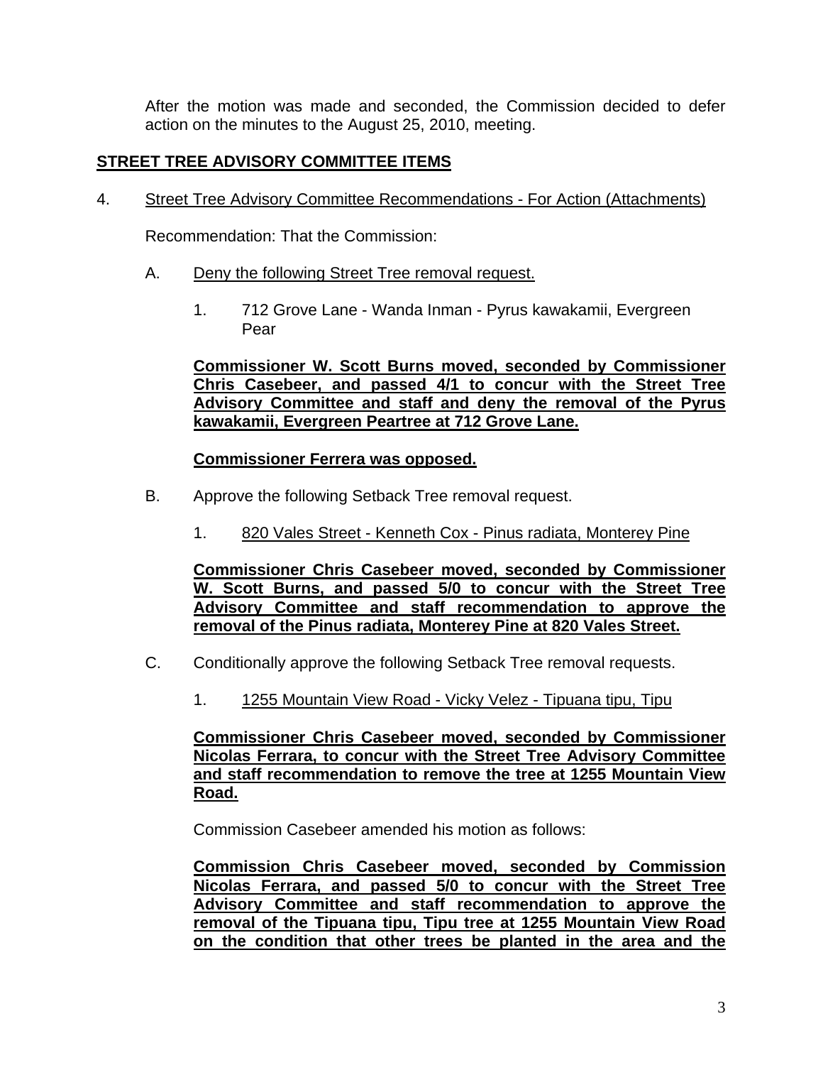After the motion was made and seconded, the Commission decided to defer action on the minutes to the August 25, 2010, meeting.

## STREET TREE ADVISORY COMMITTEE ITEMS

4. Street Tree Advisory Committee Recommendations - For Action (Attachments)

   Recommendation: That the Commission:

   A. Deny the following Street Tree removal request.

      1. 712 Grove Lane - Wanda Inman - Pyrus kawakamii, Evergreen Pear

      **Commissioner W. Scott Burns moved, seconded by Commissioner Chris Casebeer, and passed 4/1 to concur with the Street Tree Advisory Committee and staff and deny the removal of the Pyrus kawakamii, Evergreen Peartree at 712 Grove Lane.**

      **Commissioner Ferrera was opposed.**

   B. Approve the following Setback Tree removal request.

      1. 820 Vales Street - Kenneth Cox - Pinus radiata, Monterey Pine

      **Commissioner Chris Casebeer moved, seconded by Commissioner W. Scott Burns, and passed 5/0 to concur with the Street Tree Advisory Committee and staff recommendation to approve the removal of the Pinus radiata, Monterey Pine at 820 Vales Street.**

   C. Conditionally approve the following Setback Tree removal requests.

      1. 1255 Mountain View Road - Vicky Velez - Tipuana tipu, Tipu

      **Commissioner Chris Casebeer moved, seconded by Commissioner Nicolas Ferrara, to concur with the Street Tree Advisory Committee and staff recommendation to remove the tree at 1255 Mountain View Road.**

      Commission Casebeer amended his motion as follows:

      **Commission Chris Casebeer moved, seconded by Commission Nicolas Ferrara, and passed 5/0 to concur with the Street Tree Advisory Committee and staff recommendation to approve the removal of the Tipuana tipu, Tipu tree at 1255 Mountain View Road on the condition that other trees be planted in the area and the**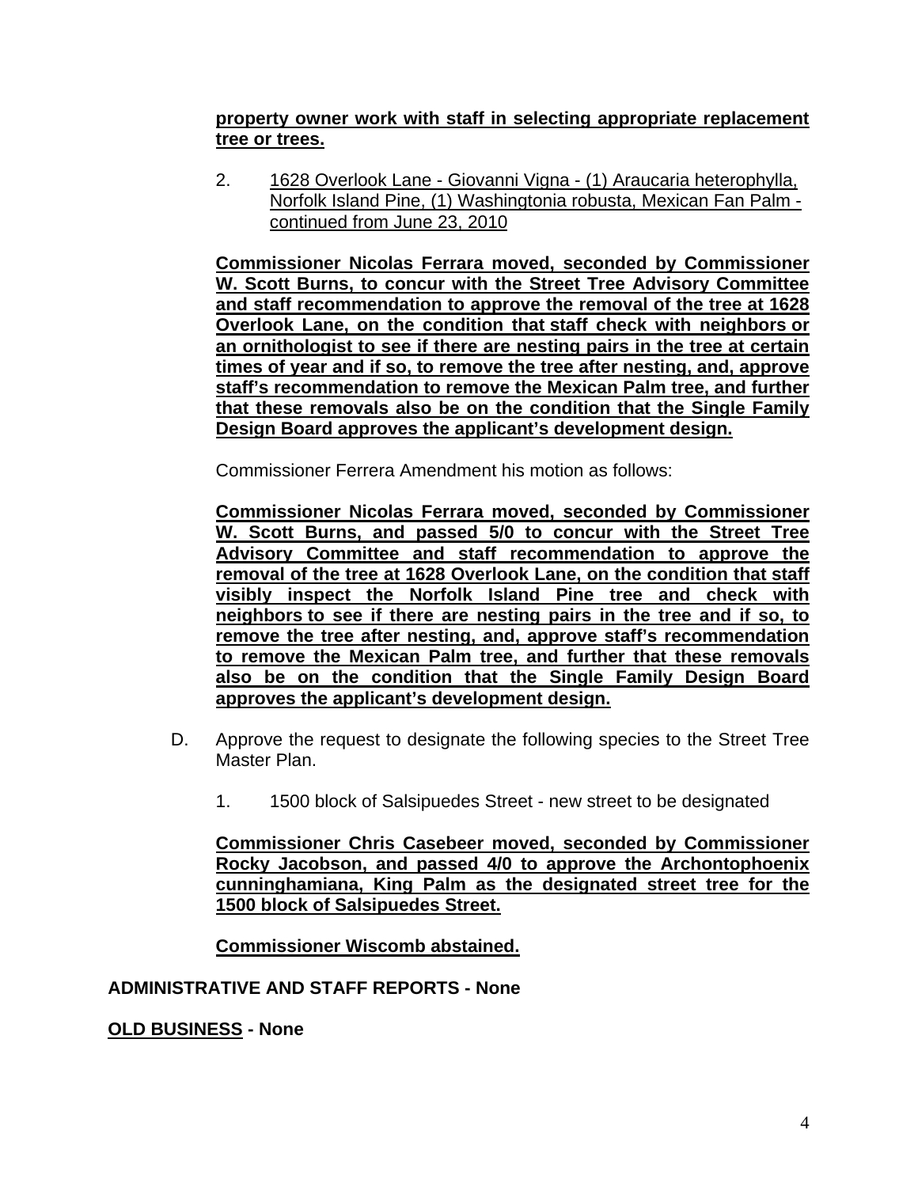**property owner work with staff in selecting appropriate replacement tree or trees.**

2. 1628 Overlook Lane - Giovanni Vigna - (1) Araucaria heterophylla, Norfolk Island Pine, (1) Washingtonia robusta, Mexican Fan Palm - continued from June 23, 2010

**Commissioner Nicolas Ferrara moved, seconded by Commissioner W. Scott Burns, to concur with the Street Tree Advisory Committee and staff recommendation to approve the removal of the tree at 1628 Overlook Lane, on the condition that staff check with neighbors or an ornithologist to see if there are nesting pairs in the tree at certain times of year and if so, to remove the tree after nesting, and, approve staff's recommendation to remove the Mexican Palm tree, and further that these removals also be on the condition that the Single Family Design Board approves the applicant's development design.**

Commissioner Ferrera Amendment his motion as follows:

**Commissioner Nicolas Ferrara moved, seconded by Commissioner W. Scott Burns, and passed 5/0 to concur with the Street Tree Advisory Committee and staff recommendation to approve the removal of the tree at 1628 Overlook Lane, on the condition that staff visibly inspect the Norfolk Island Pine tree and check with neighbors to see if there are nesting pairs in the tree and if so, to remove the tree after nesting, and, approve staff's recommendation to remove the Mexican Palm tree, and further that these removals also be on the condition that the Single Family Design Board approves the applicant's development design.**

D. Approve the request to designate the following species to the Street Tree Master Plan.

1. 1500 block of Salsipuedes Street - new street to be designated

**Commissioner Chris Casebeer moved, seconded by Commissioner Rocky Jacobson, and passed 4/0 to approve the Archontophoenix cunninghamiana, King Palm as the designated street tree for the 1500 block of Salsipuedes Street.**

**Commissioner Wiscomb abstained.**

**ADMINISTRATIVE AND STAFF REPORTS - None**

**OLD BUSINESS - None**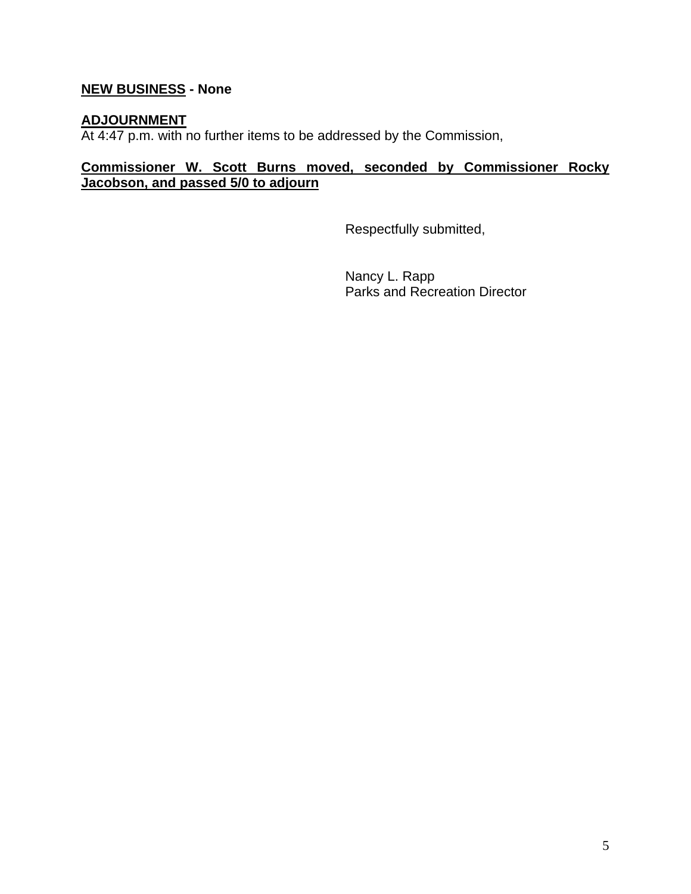**NEW BUSINESS - None**

**ADJOURNMENT**

At 4:47 p.m. with no further items to be addressed by the Commission,

**Commissioner W. Scott Burns moved, seconded by Commissioner Rocky Jacobson, and passed 5/0 to adjourn**

Respectfully submitted,

Nancy L. Rapp
Parks and Recreation Director